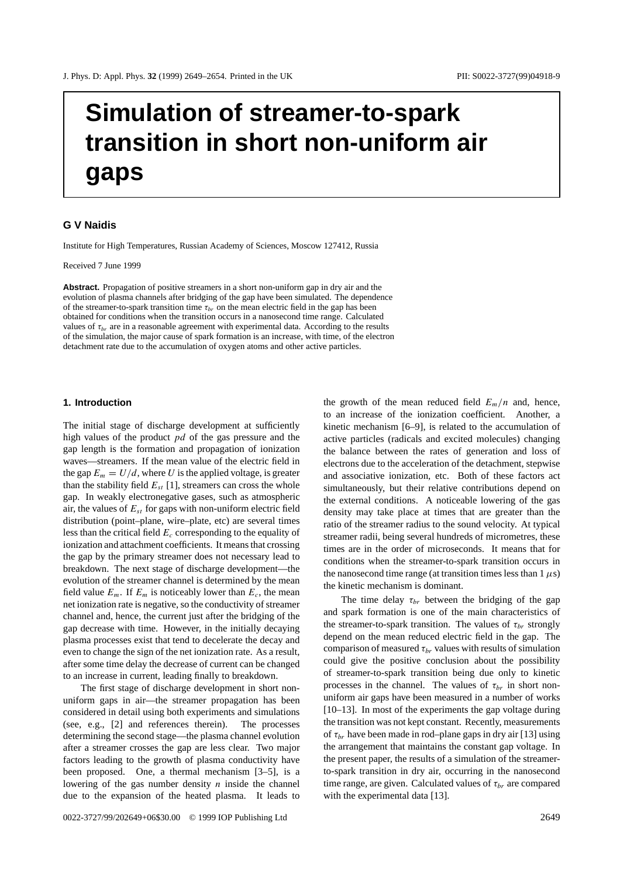# Simulation of streamer-to-spark transition in short non-uniform air gaps

**G V Naidis**

Institute for High Temperatures, Russian Academy of Sciences, Moscow 127412, Russia

Received 7 June 1999

**Abstract.** Propagation of positive streamers in a short non-uniform gap in dry air and the evolution of plasma channels after bridging of the gap have been simulated. The dependence of the streamer-to-spark transition time $\tau_{br}$ on the mean electric field in the gap has been obtained for conditions when the transition occurs in a nanosecond time range. Calculated values of $\tau_{br}$ are in a reasonable agreement with experimental data. According to the results of the simulation, the major cause of spark formation is an increase, with time, of the electron detachment rate due to the accumulation of oxygen atoms and other active particles.

## 1. Introduction

The initial stage of discharge development at sufficiently high values of the product $pd$ of the gas pressure and the gap length is the formation and propagation of ionization waves—streamers. If the mean value of the electric field in the gap $E_m = U/d$, where $U$ is the applied voltage, is greater than the stability field $E_{st}$ [1], streamers can cross the whole gap. In weakly electronegative gases, such as atmospheric air, the values of $E_{st}$ for gaps with non-uniform electric field distribution (point–plane, wire–plate, etc) are several times less than the critical field $E_c$ corresponding to the equality of ionization and attachment coefficients. It means that crossing the gap by the primary streamer does not necessary lead to breakdown. The next stage of discharge development—the evolution of the streamer channel is determined by the mean field value $E_m$. If $E_m$ is noticeably lower than $E_c$, the mean net ionization rate is negative, so the conductivity of streamer channel and, hence, the current just after the bridging of the gap decrease with time. However, in the initially decaying plasma processes exist that tend to decelerate the decay and even to change the sign of the net ionization rate. As a result, after some time delay the decrease of current can be changed to an increase in current, leading finally to breakdown.

The first stage of discharge development in short non-uniform gaps in air—the streamer propagation has been considered in detail using both experiments and simulations (see, e.g., [2] and references therein). The processes determining the second stage—the plasma channel evolution after a streamer crosses the gap are less clear. Two major factors leading to the growth of plasma conductivity have been proposed. One, a thermal mechanism [3–5], is a lowering of the gas number density $n$ inside the channel due to the expansion of the heated plasma. It leads to the growth of the mean reduced field $E_m/n$ and, hence, to an increase of the ionization coefficient. Another, a kinetic mechanism [6–9], is related to the accumulation of active particles (radicals and excited molecules) changing the balance between the rates of generation and loss of electrons due to the acceleration of the detachment, stepwise and associative ionization, etc. Both of these factors act simultaneously, but their relative contributions depend on the external conditions. A noticeable lowering of the gas density may take place at times that are greater than the ratio of the streamer radius to the sound velocity. At typical streamer radii, being several hundreds of micrometres, these times are in the order of microseconds. It means that for conditions when the streamer-to-spark transition occurs in the nanosecond time range (at transition times less than 1 $\mu$s) the kinetic mechanism is dominant.

The time delay $\tau_{br}$ between the bridging of the gap and spark formation is one of the main characteristics of the streamer-to-spark transition. The values of $\tau_{br}$ strongly depend on the mean reduced electric field in the gap. The comparison of measured $\tau_{br}$ values with results of simulation could give the positive conclusion about the possibility of streamer-to-spark transition being due only to kinetic processes in the channel. The values of $\tau_{br}$ in short non-uniform air gaps have been measured in a number of works [10–13]. In most of the experiments the gap voltage during the transition was not kept constant. Recently, measurements of $\tau_{br}$ have been made in rod–plane gaps in dry air [13] using the arrangement that maintains the constant gap voltage. In the present paper, the results of a simulation of the streamer-to-spark transition in dry air, occurring in the nanosecond time range, are given. Calculated values of $\tau_{br}$ are compared with the experimental data [13].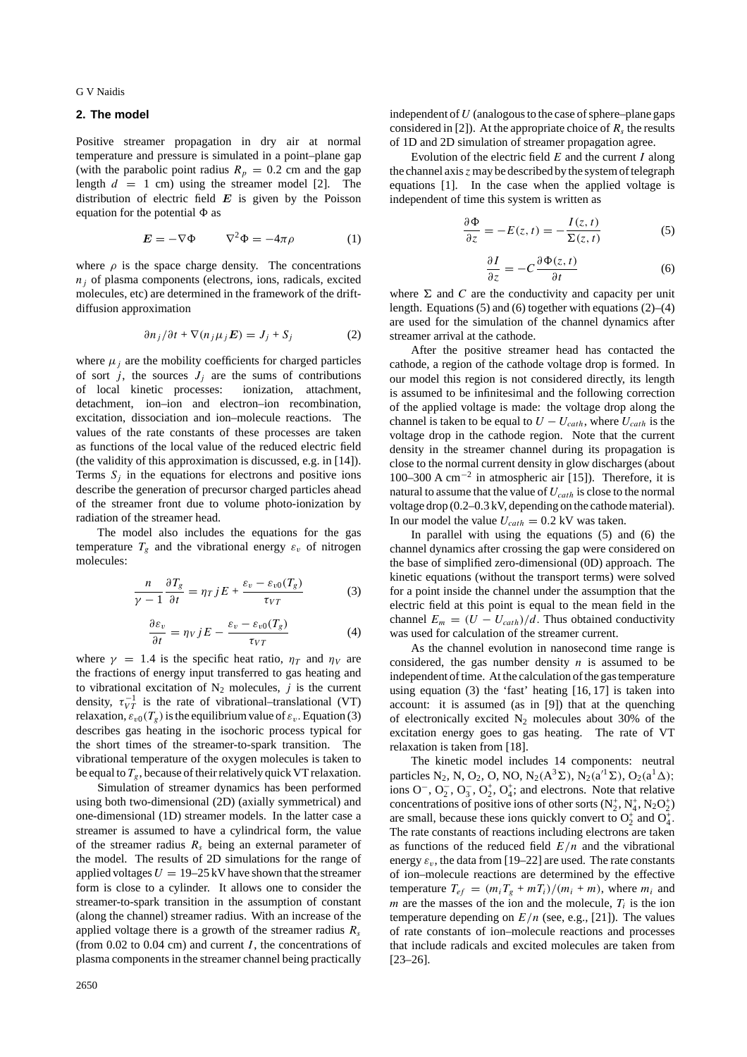## 2. The model

Positive streamer propagation in dry air at normal temperature and pressure is simulated in a point–plane gap (with the parabolic point radius $R_p = 0.2$ cm and the gap length $d = 1$ cm) using the streamer model [2]. The distribution of electric field $\boldsymbol{E}$ is given by the Poisson equation for the potential $\Phi$ as

$$\boldsymbol{E} = -\nabla\Phi \qquad \nabla^2\Phi = -4\pi\rho \tag{1}$$

where $\rho$ is the space charge density. The concentrations $n_j$ of plasma components (electrons, ions, radicals, excited molecules, etc) are determined in the framework of the drift-diffusion approximation

$$\partial n_j/\partial t + \nabla(n_j\mu_j\boldsymbol{E}) = J_j + S_j \tag{2}$$

where $\mu_j$ are the mobility coefficients for charged particles of sort $j$, the sources $J_j$ are the sums of contributions of local kinetic processes: ionization, attachment, detachment, ion–ion and electron–ion recombination, excitation, dissociation and ion–molecule reactions. The values of the rate constants of these processes are taken as functions of the local value of the reduced electric field (the validity of this approximation is discussed, e.g. in [14]). Terms $S_j$ in the equations for electrons and positive ions describe the generation of precursor charged particles ahead of the streamer front due to volume photo-ionization by radiation of the streamer head.

The model also includes the equations for the gas temperature $T_g$ and the vibrational energy $\varepsilon_v$ of nitrogen molecules:

$$\frac{n}{\gamma-1}\frac{\partial T_g}{\partial t} = \eta_T jE + \frac{\varepsilon_v - \varepsilon_{v0}(T_g)}{\tau_{VT}} \tag{3}$$

$$\frac{\partial\varepsilon_v}{\partial t} = \eta_V jE - \frac{\varepsilon_v - \varepsilon_{v0}(T_g)}{\tau_{VT}} \tag{4}$$

where $\gamma = 1.4$ is the specific heat ratio, $\eta_T$ and $\eta_V$ are the fractions of energy input transferred to gas heating and to vibrational excitation of $N_2$ molecules, $j$ is the current density, $\tau_{VT}^{-1}$ is the rate of vibrational–translational (VT) relaxation, $\varepsilon_{v0}(T_g)$ is the equilibrium value of $\varepsilon_v$. Equation (3) describes gas heating in the isochoric process typical for the short times of the streamer-to-spark transition. The vibrational temperature of the oxygen molecules is taken to be equal to $T_g$, because of their relatively quick VT relaxation.

Simulation of streamer dynamics has been performed using both two-dimensional (2D) (axially symmetrical) and one-dimensional (1D) streamer models. In the latter case a streamer is assumed to have a cylindrical form, the value of the streamer radius $R_s$ being an external parameter of the model. The results of 2D simulations for the range of applied voltages $U = 19$–$25$ kV have shown that the streamer form is close to a cylinder. It allows one to consider the streamer-to-spark transition in the assumption of constant (along the channel) streamer radius. With an increase of the applied voltage there is a growth of the streamer radius $R_s$ (from 0.02 to 0.04 cm) and current $I$, the concentrations of plasma components in the streamer channel being practically independent of $U$ (analogous to the case of sphere–plane gaps considered in [2]). At the appropriate choice of $R_s$ the results of 1D and 2D simulation of streamer propagation agree.

Evolution of the electric field $E$ and the current $I$ along the channel axis $z$ may be described by the system of telegraph equations [1]. In the case when the applied voltage is independent of time this system is written as

$$\frac{\partial\Phi}{\partial z} = -E(z,t) = -\frac{I(z,t)}{\Sigma(z,t)} \tag{5}$$

$$\frac{\partial I}{\partial z} = -C\frac{\partial\Phi(z,t)}{\partial t} \tag{6}$$

where $\Sigma$ and $C$ are the conductivity and capacity per unit length. Equations (5) and (6) together with equations (2)–(4) are used for the simulation of the channel dynamics after streamer arrival at the cathode.

After the positive streamer head has contacted the cathode, a region of the cathode voltage drop is formed. In our model this region is not considered directly, its length is assumed to be infinitesimal and the following correction of the applied voltage is made: the voltage drop along the channel is taken to be equal to $U - U_{cath}$, where $U_{cath}$ is the voltage drop in the cathode region. Note that the current density in the streamer channel during its propagation is close to the normal current density in glow discharges (about 100–300 A cm$^{-2}$ in atmospheric air [15]). Therefore, it is natural to assume that the value of $U_{cath}$ is close to the normal voltage drop (0.2–0.3 kV, depending on the cathode material). In our model the value $U_{cath} = 0.2$ kV was taken.

In parallel with using the equations (5) and (6) the channel dynamics after crossing the gap were considered on the base of simplified zero-dimensional (0D) approach. The kinetic equations (without the transport terms) were solved for a point inside the channel under the assumption that the electric field at this point is equal to the mean field in the channel $E_m = (U - U_{cath})/d$. Thus obtained conductivity was used for calculation of the streamer current.

As the channel evolution in nanosecond time range is considered, the gas number density $n$ is assumed to be independent of time. At the calculation of the gas temperature using equation (3) the 'fast' heating [16, 17] is taken into account: it is assumed (as in [9]) that at the quenching of electronically excited $N_2$ molecules about 30% of the excitation energy goes to gas heating. The rate of VT relaxation is taken from [18].

The kinetic model includes 14 components: neutral particles $N_2$, N, $O_2$, O, NO, $N_2(A^3\Sigma)$, $N_2(a'^1\Sigma)$, $O_2(a^1\Delta)$; ions $O^-$, $O_2^-$, $O_3^-$, $O_2^+$, $O_4^+$; and electrons. Note that relative concentrations of positive ions of other sorts ($N_2^+$, $N_4^+$, $N_2O_2^+$) are small, because these ions quickly convert to $O_2^+$ and $O_4^+$. The rate constants of reactions including electrons are taken as functions of the reduced field $E/n$ and the vibrational energy $\varepsilon_v$, the data from [19–22] are used. The rate constants of ion–molecule reactions are determined by the effective temperature $T_{ef} = (m_iT_g + mT_i)/(m_i + m)$, where $m_i$ and $m$ are the masses of the ion and the molecule, $T_i$ is the ion temperature depending on $E/n$ (see, e.g., [21]). The values of rate constants of ion–molecule reactions and processes that include radicals and excited molecules are taken from [23–26].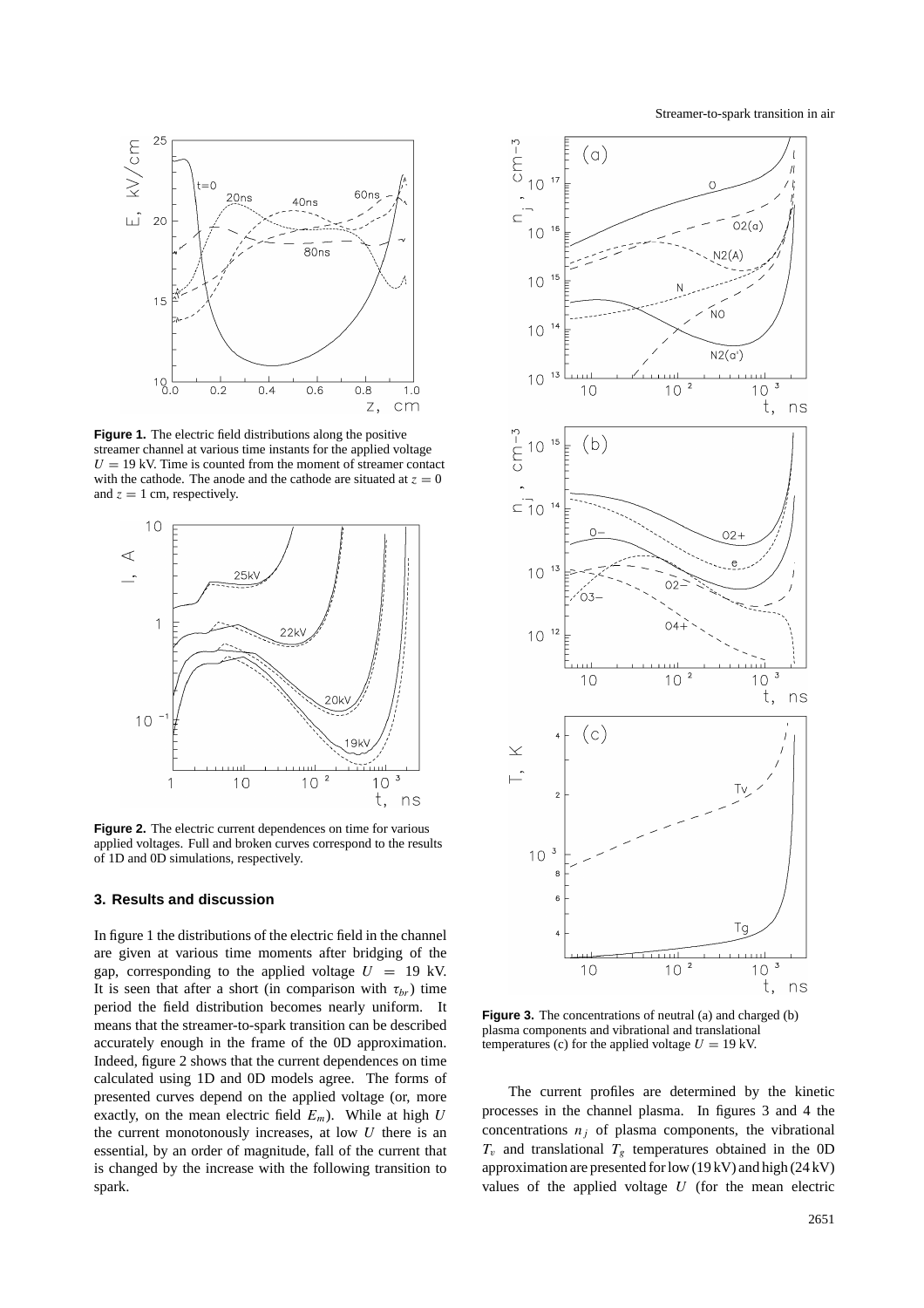**Figure 1.** The electric field distributions along the positive streamer channel at various time instants for the applied voltage $U = 19$ kV. Time is counted from the moment of streamer contact with the cathode. The anode and the cathode are situated at $z = 0$ and $z = 1$ cm, respectively.

**Figure 2.** The electric current dependences on time for various applied voltages. Full and broken curves correspond to the results of 1D and 0D simulations, respectively.

## 3. Results and discussion

In figure 1 the distributions of the electric field in the channel are given at various time moments after bridging of the gap, corresponding to the applied voltage $U = 19$ kV. It is seen that after a short (in comparison with $\tau_{br}$) time period the field distribution becomes nearly uniform. It means that the streamer-to-spark transition can be described accurately enough in the frame of the 0D approximation. Indeed, figure 2 shows that the current dependences on time calculated using 1D and 0D models agree. The forms of presented curves depend on the applied voltage (or, more exactly, on the mean electric field $E_m$). While at high $U$ the current monotonously increases, at low $U$ there is an essential, by an order of magnitude, fall of the current that is changed by the increase with the following transition to spark.

**Figure 3.** The concentrations of neutral (a) and charged (b) plasma components and vibrational and translational temperatures (c) for the applied voltage $U = 19$ kV.

The current profiles are determined by the kinetic processes in the channel plasma. In figures 3 and 4 the concentrations $n_j$ of plasma components, the vibrational $T_v$ and translational $T_g$ temperatures obtained in the 0D approximation are presented for low (19 kV) and high (24 kV) values of the applied voltage $U$ (for the mean electric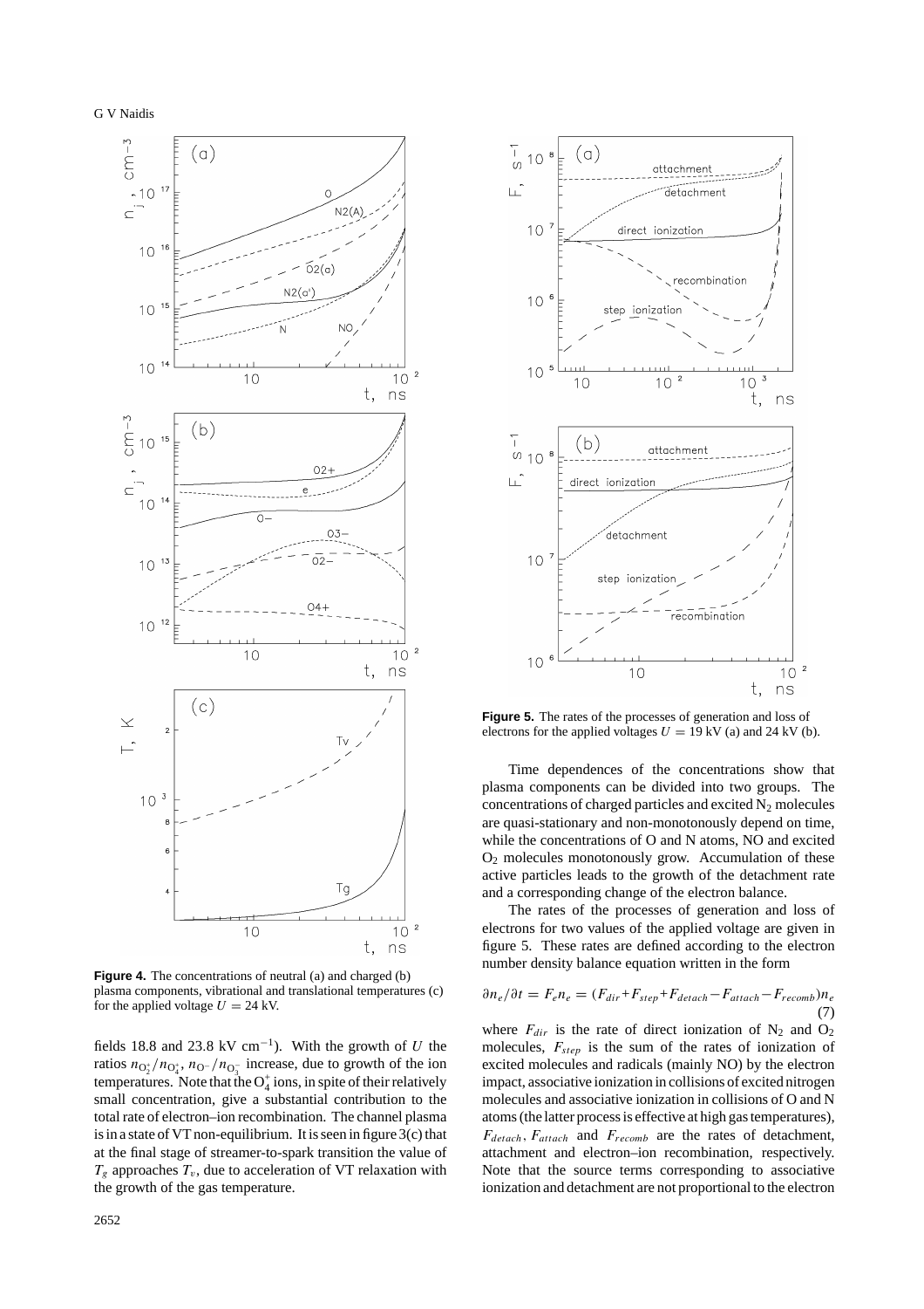**Figure 4.** The concentrations of neutral (a) and charged (b) plasma components, vibrational and translational temperatures (c) for the applied voltage $U = 24$ kV.

fields 18.8 and 23.8 kV cm$^{-1}$). With the growth of $U$ the ratios $n_{O_2^+}/n_{O_4^+}$, $n_{O^-}/n_{O_3^-}$ increase, due to growth of the ion temperatures. Note that the $O_4^+$ ions, in spite of their relatively small concentration, give a substantial contribution to the total rate of electron–ion recombination. The channel plasma is in a state of VT non-equilibrium. It is seen in figure 3(c) that at the final stage of streamer-to-spark transition the value of $T_g$ approaches $T_v$, due to acceleration of VT relaxation with the growth of the gas temperature.

**Figure 5.** The rates of the processes of generation and loss of electrons for the applied voltages $U = 19$ kV (a) and 24 kV (b).

Time dependences of the concentrations show that plasma components can be divided into two groups. The concentrations of charged particles and excited $N_2$ molecules are quasi-stationary and non-monotonously depend on time, while the concentrations of O and N atoms, NO and excited $O_2$ molecules monotonously grow. Accumulation of these active particles leads to the growth of the detachment rate and a corresponding change of the electron balance.

The rates of the processes of generation and loss of electrons for two values of the applied voltage are given in figure 5. These rates are defined according to the electron number density balance equation written in the form

$$\partial n_e/\partial t = F_e n_e = (F_{dir}+F_{step}+F_{detach}-F_{attach}-F_{recomb})n_e \tag{7}$$

where $F_{dir}$ is the rate of direct ionization of $N_2$ and $O_2$ molecules, $F_{step}$ is the sum of the rates of ionization of excited molecules and radicals (mainly NO) by the electron impact, associative ionization in collisions of excited nitrogen molecules and associative ionization in collisions of O and N atoms (the latter process is effective at high gas temperatures), $F_{detach}$, $F_{attach}$ and $F_{recomb}$ are the rates of detachment, attachment and electron–ion recombination, respectively. Note that the source terms corresponding to associative ionization and detachment are not proportional to the electron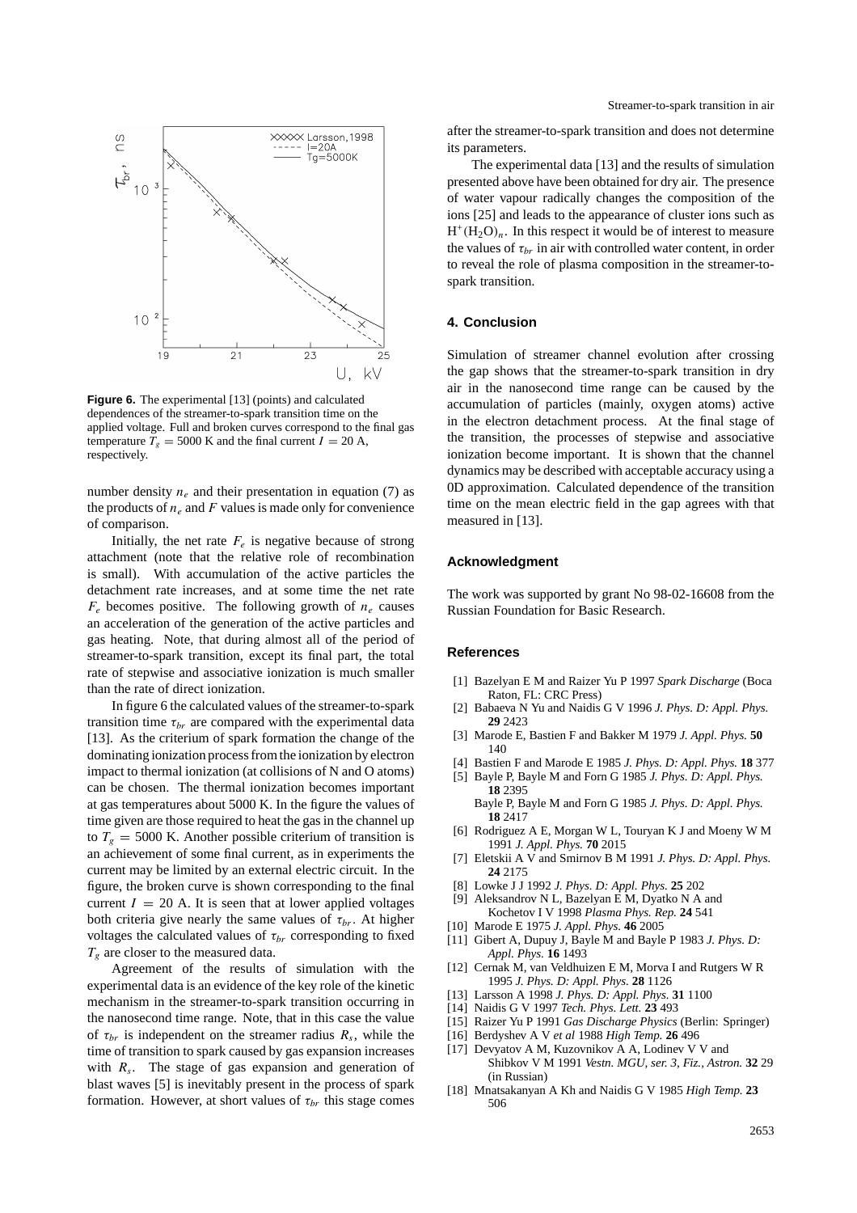**Figure 6.** The experimental [13] (points) and calculated dependences of the streamer-to-spark transition time on the applied voltage. Full and broken curves correspond to the final gas temperature $T_g = 5000$ K and the final current $I = 20$ A, respectively.

number density $n_e$ and their presentation in equation (7) as the products of $n_e$ and $F$ values is made only for convenience of comparison.

Initially, the net rate $F_e$ is negative because of strong attachment (note that the relative role of recombination is small). With accumulation of the active particles the detachment rate increases, and at some time the net rate $F_e$ becomes positive. The following growth of $n_e$ causes an acceleration of the generation of the active particles and gas heating. Note, that during almost all of the period of streamer-to-spark transition, except its final part, the total rate of stepwise and associative ionization is much smaller than the rate of direct ionization.

In figure 6 the calculated values of the streamer-to-spark transition time $\tau_{br}$ are compared with the experimental data [13]. As the criterium of spark formation the change of the dominating ionization process from the ionization by electron impact to thermal ionization (at collisions of N and O atoms) can be chosen. The thermal ionization becomes important at gas temperatures about 5000 K. In the figure the values of time given are those required to heat the gas in the channel up to $T_g = 5000$ K. Another possible criterium of transition is an achievement of some final current, as in experiments the current may be limited by an external electric circuit. In the figure, the broken curve is shown corresponding to the final current $I = 20$ A. It is seen that at lower applied voltages both criteria give nearly the same values of $\tau_{br}$. At higher voltages the calculated values of $\tau_{br}$ corresponding to fixed $T_g$ are closer to the measured data.

Agreement of the results of simulation with the experimental data is an evidence of the key role of the kinetic mechanism in the streamer-to-spark transition occurring in the nanosecond time range. Note, that in this case the value of $\tau_{br}$ is independent on the streamer radius $R_s$, while the time of transition to spark caused by gas expansion increases with $R_s$. The stage of gas expansion and generation of blast waves [5] is inevitably present in the process of spark formation. However, at short values of $\tau_{br}$ this stage comes after the streamer-to-spark transition and does not determine its parameters.

The experimental data [13] and the results of simulation presented above have been obtained for dry air. The presence of water vapour radically changes the composition of the ions [25] and leads to the appearance of cluster ions such as $H^+(H_2O)_n$. In this respect it would be of interest to measure the values of $\tau_{br}$ in air with controlled water content, in order to reveal the role of plasma composition in the streamer-to-spark transition.

## 4. Conclusion

Simulation of streamer channel evolution after crossing the gap shows that the streamer-to-spark transition in dry air in the nanosecond time range can be caused by the accumulation of particles (mainly, oxygen atoms) active in the electron detachment process. At the final stage of the transition, the processes of stepwise and associative ionization become important. It is shown that the channel dynamics may be described with acceptable accuracy using a 0D approximation. Calculated dependence of the transition time on the mean electric field in the gap agrees with that measured in [13].

## Acknowledgment

The work was supported by grant No 98-02-16608 from the Russian Foundation for Basic Research.

## References

[1] Bazelyan E M and Raizer Yu P 1997 *Spark Discharge* (Boca Raton, FL: CRC Press)

[2] Babaeva N Yu and Naidis G V 1996 *J. Phys. D: Appl. Phys.* **29** 2423

[3] Marode E, Bastien F and Bakker M 1979 *J. Appl. Phys.* **50** 140

[4] Bastien F and Marode E 1985 *J. Phys. D: Appl. Phys.* **18** 377

[5] Bayle P, Bayle M and Forn G 1985 *J. Phys. D: Appl. Phys.* **18** 2395
Bayle P, Bayle M and Forn G 1985 *J. Phys. D: Appl. Phys.* **18** 2417

[6] Rodriguez A E, Morgan W L, Touryan K J and Moeny W M 1991 *J. Appl. Phys.* **70** 2015

[7] Eletskii A V and Smirnov B M 1991 *J. Phys. D: Appl. Phys.* **24** 2175

[8] Lowke J J 1992 *J. Phys. D: Appl. Phys.* **25** 202

[9] Aleksandrov N L, Bazelyan E M, Dyatko N A and Kochetov I V 1998 *Plasma Phys. Rep.* **24** 541

[10] Marode E 1975 *J. Appl. Phys.* **46** 2005

[11] Gibert A, Dupuy J, Bayle M and Bayle P 1983 *J. Phys. D: Appl. Phys.* **16** 1493

[12] Cernak M, van Veldhuizen E M, Morva I and Rutgers W R 1995 *J. Phys. D: Appl. Phys.* **28** 1126

[13] Larsson A 1998 *J. Phys. D: Appl. Phys.* **31** 1100

[14] Naidis G V 1997 *Tech. Phys. Lett.* **23** 493

[15] Raizer Yu P 1991 *Gas Discharge Physics* (Berlin: Springer)

[16] Berdyshev A V *et al* 1988 *High Temp.* **26** 496

[17] Devyatov A M, Kuzovnikov A A, Lodinev V V and Shibkov V M 1991 *Vestn. MGU, ser. 3, Fiz., Astron.* **32** 29 (in Russian)

[18] Mnatsakanyan A Kh and Naidis G V 1985 *High Temp.* **23** 506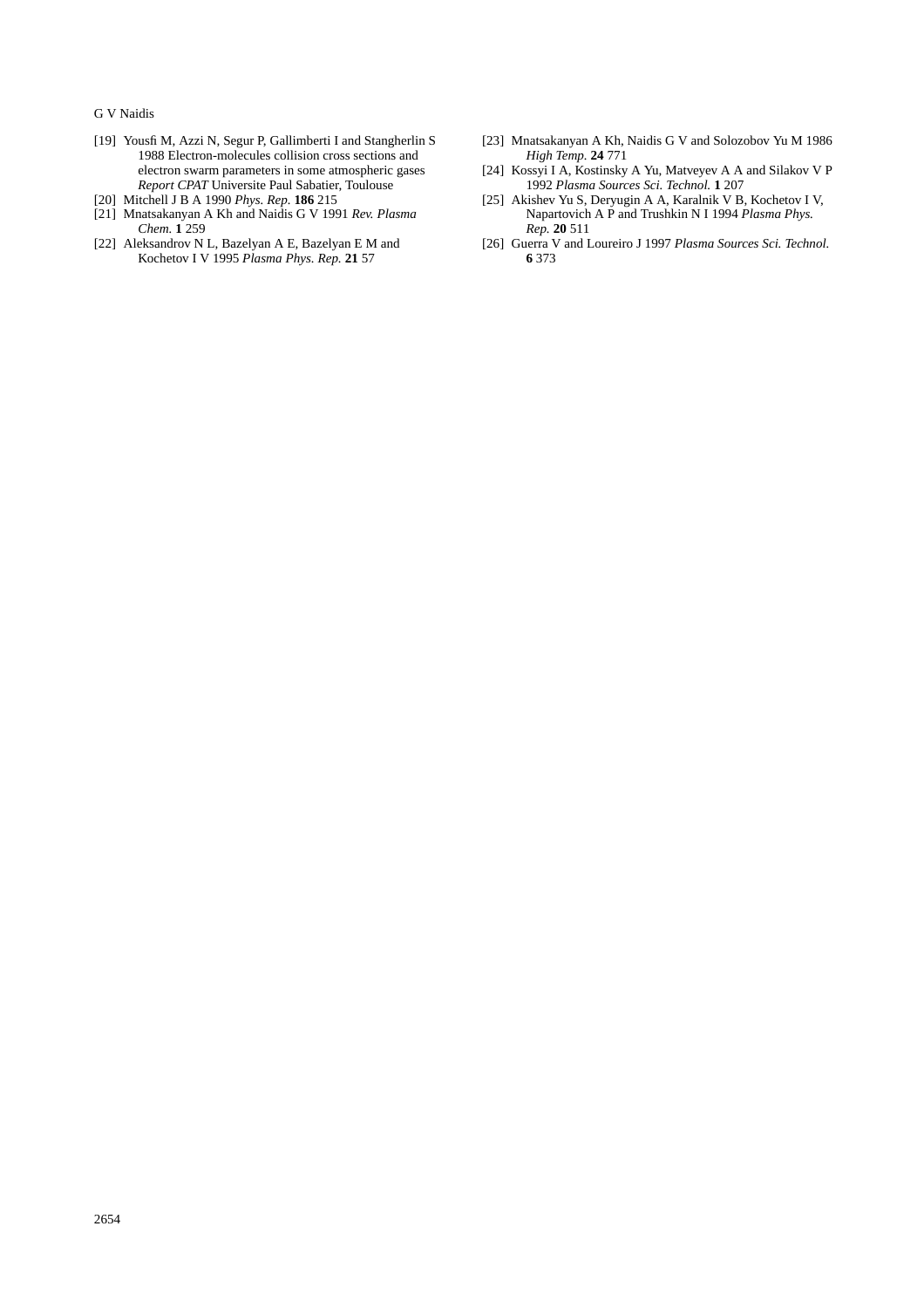[19] Yousfi M, Azzi N, Segur P, Gallimberti I and Stangherlin S 1988 Electron-molecules collision cross sections and electron swarm parameters in some atmospheric gases *Report CPAT* Universite Paul Sabatier, Toulouse

[20] Mitchell J B A 1990 *Phys. Rep.* **186** 215

[21] Mnatsakanyan A Kh and Naidis G V 1991 *Rev. Plasma Chem.* **1** 259

[22] Aleksandrov N L, Bazelyan A E, Bazelyan E M and Kochetov I V 1995 *Plasma Phys. Rep.* **21** 57

[23] Mnatsakanyan A Kh, Naidis G V and Solozobov Yu M 1986 *High Temp.* **24** 771

[24] Kossyi I A, Kostinsky A Yu, Matveyev A A and Silakov V P 1992 *Plasma Sources Sci. Technol.* **1** 207

[25] Akishev Yu S, Deryugin A A, Karalnik V B, Kochetov I V, Napartovich A P and Trushkin N I 1994 *Plasma Phys. Rep.* **20** 511

[26] Guerra V and Loureiro J 1997 *Plasma Sources Sci. Technol.* **6** 373